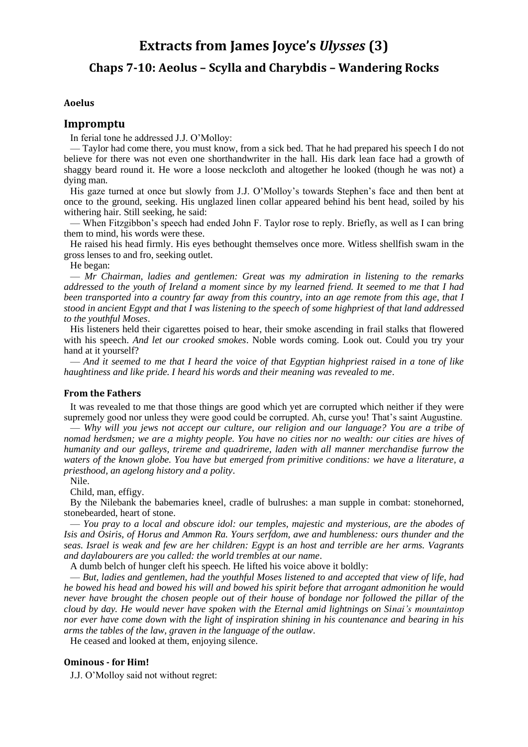# Extracts from James Joyce's *Ulysses* (3)

## Chaps 7-10: Aeolus – Scylla and Charybdis – Wandering Rocks

**Aoelus**

## Impromptu

In ferial tone he addressed J.J. O'Molloy:

— Taylor had come there, you must know, from a sick bed. That he had prepared his speech I do not believe for there was not even one shorthandwriter in the hall. His dark lean face had a growth of shaggy beard round it. He wore a loose neckcloth and altogether he looked (though he was not) a dying man.

His gaze turned at once but slowly from J.J. O'Molloy's towards Stephen's face and then bent at once to the ground, seeking. His unglazed linen collar appeared behind his bent head, soiled by his withering hair. Still seeking, he said:

— When Fitzgibbon's speech had ended John F. Taylor rose to reply. Briefly, as well as I can bring them to mind, his words were these.

He raised his head firmly. His eyes bethought themselves once more. Witless shellfish swam in the gross lenses to and fro, seeking outlet.

He began:

— *Mr Chairman, ladies and gentlemen: Great was my admiration in listening to the remarks addressed to the youth of Ireland a moment since by my learned friend. It seemed to me that I had been transported into a country far away from this country, into an age remote from this age, that I stood in ancient Egypt and that I was listening to the speech of some highpriest of that land addressed to the youthful Moses*.

His listeners held their cigarettes poised to hear, their smoke ascending in frail stalks that flowered with his speech. *And let our crooked smokes*. Noble words coming. Look out. Could you try your hand at it yourself?

— *And it seemed to me that I heard the voice of that Egyptian highpriest raised in a tone of like haughtiness and like pride. I heard his words and their meaning was revealed to me*.

### From the Fathers

It was revealed to me that those things are good which yet are corrupted which neither if they were supremely good nor unless they were good could be corrupted. Ah, curse you! That's saint Augustine.

— *Why will you jews not accept our culture, our religion and our language? You are a tribe of nomad herdsmen; we are a mighty people. You have no cities nor no wealth: our cities are hives of humanity and our galleys, trireme and quadrireme, laden with all manner merchandise furrow the waters of the known globe. You have but emerged from primitive conditions: we have a literature, a priesthood, an agelong history and a polity*.

Nile.

Child, man, effigy.

By the Nilebank the babemaries kneel, cradle of bulrushes: a man supple in combat: stonehorned, stonebearded, heart of stone.

— *You pray to a local and obscure idol: our temples, majestic and mysterious, are the abodes of Isis and Osiris, of Horus and Ammon Ra. Yours serfdom, awe and humbleness: ours thunder and the seas. Israel is weak and few are her children: Egypt is an host and terrible are her arms. Vagrants and daylabourers are you called: the world trembles at our name*.

A dumb belch of hunger cleft his speech. He lifted his voice above it boldly:

— *But, ladies and gentlemen, had the youthful Moses listened to and accepted that view of life, had he bowed his head and bowed his will and bowed his spirit before that arrogant admonition he would never have brought the chosen people out of their house of bondage nor followed the pillar of the cloud by day. He would never have spoken with the Eternal amid lightnings on Sinai's mountaintop nor ever have come down with the light of inspiration shining in his countenance and bearing in his arms the tables of the law, graven in the language of the outlaw*.

He ceased and looked at them, enjoying silence.

### Ominous - for Him!

J.J. O'Molloy said not without regret: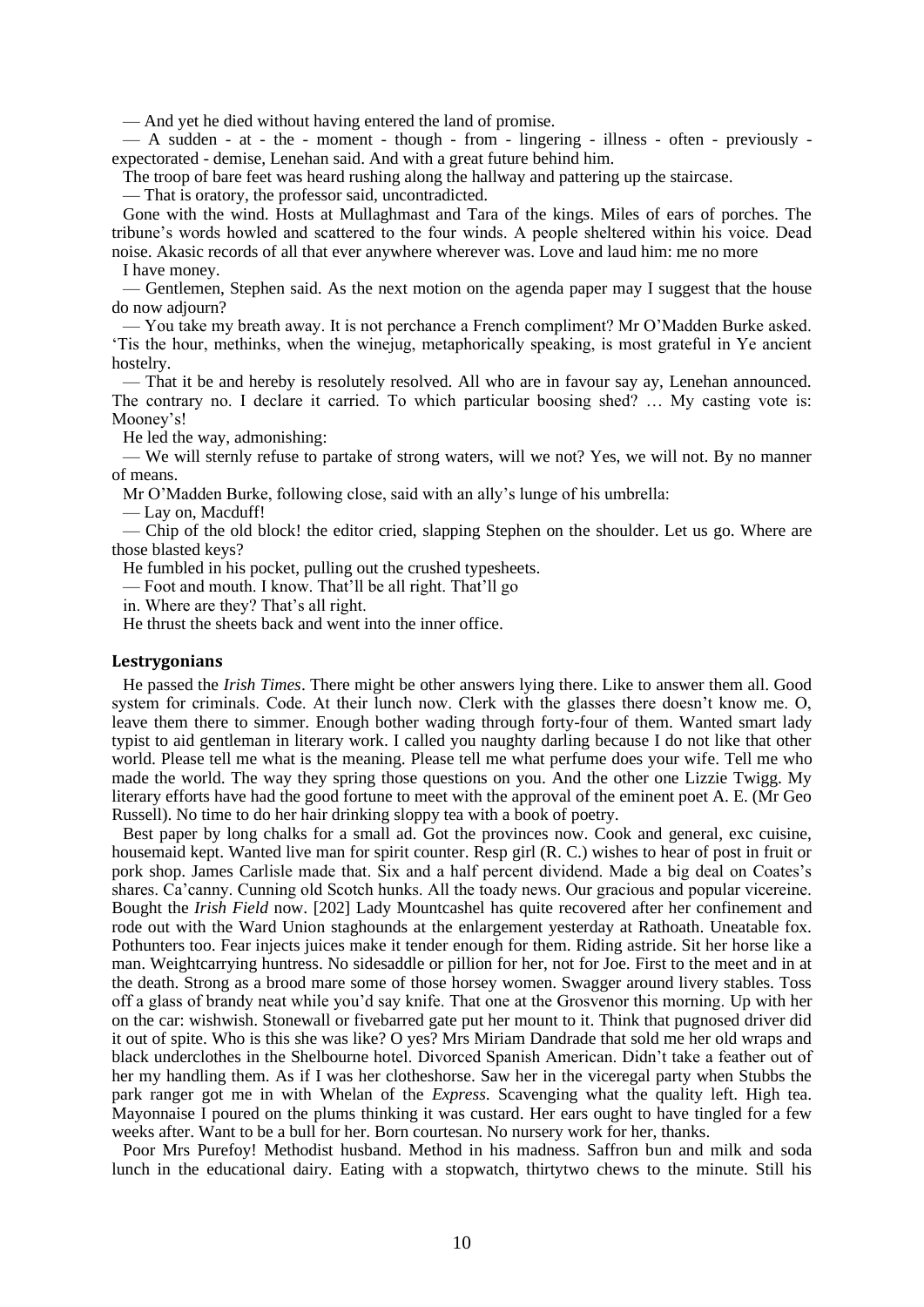— And yet he died without having entered the land of promise.

— A sudden - at - the - moment - though - from - lingering - illness - often - previously - expectorated - demise, Lenehan said. And with a great future behind him.

The troop of bare feet was heard rushing along the hallway and pattering up the staircase.

— That is oratory, the professor said, uncontradicted.

Gone with the wind. Hosts at Mullaghmast and Tara of the kings. Miles of ears of porches. The tribune's words howled and scattered to the four winds. A people sheltered within his voice. Dead noise. Akasic records of all that ever anywhere wherever was. Love and laud him: me no more

I have money.

— Gentlemen, Stephen said. As the next motion on the agenda paper may I suggest that the house do now adjourn?

— You take my breath away. It is not perchance a French compliment? Mr O'Madden Burke asked. 'Tis the hour, methinks, when the winejug, metaphorically speaking, is most grateful in Ye ancient hostelry.

— That it be and hereby is resolutely resolved. All who are in favour say ay, Lenehan announced. The contrary no. I declare it carried. To which particular boosing shed? … My casting vote is: Mooney's!

He led the way, admonishing:

— We will sternly refuse to partake of strong waters, will we not? Yes, we will not. By no manner of means.

Mr O'Madden Burke, following close, said with an ally's lunge of his umbrella:

— Lay on, Macduff!

— Chip of the old block! the editor cried, slapping Stephen on the shoulder. Let us go. Where are those blasted keys?

He fumbled in his pocket, pulling out the crushed typesheets.

— Foot and mouth. I know. That'll be all right. That'll go

in. Where are they? That's all right.

He thrust the sheets back and went into the inner office.

### Lestrygonians

He passed the *Irish Times*. There might be other answers lying there. Like to answer them all. Good system for criminals. Code. At their lunch now. Clerk with the glasses there doesn't know me. O, leave them there to simmer. Enough bother wading through forty-four of them. Wanted smart lady typist to aid gentleman in literary work. I called you naughty darling because I do not like that other world. Please tell me what is the meaning. Please tell me what perfume does your wife. Tell me who made the world. The way they spring those questions on you. And the other one Lizzie Twigg. My literary efforts have had the good fortune to meet with the approval of the eminent poet A. E. (Mr Geo Russell). No time to do her hair drinking sloppy tea with a book of poetry.

Best paper by long chalks for a small ad. Got the provinces now. Cook and general, exc cuisine, housemaid kept. Wanted live man for spirit counter. Resp girl (R. C.) wishes to hear of post in fruit or pork shop. James Carlisle made that. Six and a half percent dividend. Made a big deal on Coates's shares. Ca'canny. Cunning old Scotch hunks. All the toady news. Our gracious and popular vicereine. Bought the *Irish Field* now. [202] Lady Mountcashel has quite recovered after her confinement and rode out with the Ward Union staghounds at the enlargement yesterday at Rathoath. Uneatable fox. Pothunters too. Fear injects juices make it tender enough for them. Riding astride. Sit her horse like a man. Weightcarrying huntress. No sidesaddle or pillion for her, not for Joe. First to the meet and in at the death. Strong as a brood mare some of those horsey women. Swagger around livery stables. Toss off a glass of brandy neat while you'd say knife. That one at the Grosvenor this morning. Up with her on the car: wishwish. Stonewall or fivebarred gate put her mount to it. Think that pugnosed driver did it out of spite. Who is this she was like? O yes? Mrs Miriam Dandrade that sold me her old wraps and black underclothes in the Shelbourne hotel. Divorced Spanish American. Didn't take a feather out of her my handling them. As if I was her clotheshorse. Saw her in the viceregal party when Stubbs the park ranger got me in with Whelan of the *Express*. Scavenging what the quality left. High tea. Mayonnaise I poured on the plums thinking it was custard. Her ears ought to have tingled for a few weeks after. Want to be a bull for her. Born courtesan. No nursery work for her, thanks.

Poor Mrs Purefoy! Methodist husband. Method in his madness. Saffron bun and milk and soda lunch in the educational dairy. Eating with a stopwatch, thirtytwo chews to the minute. Still his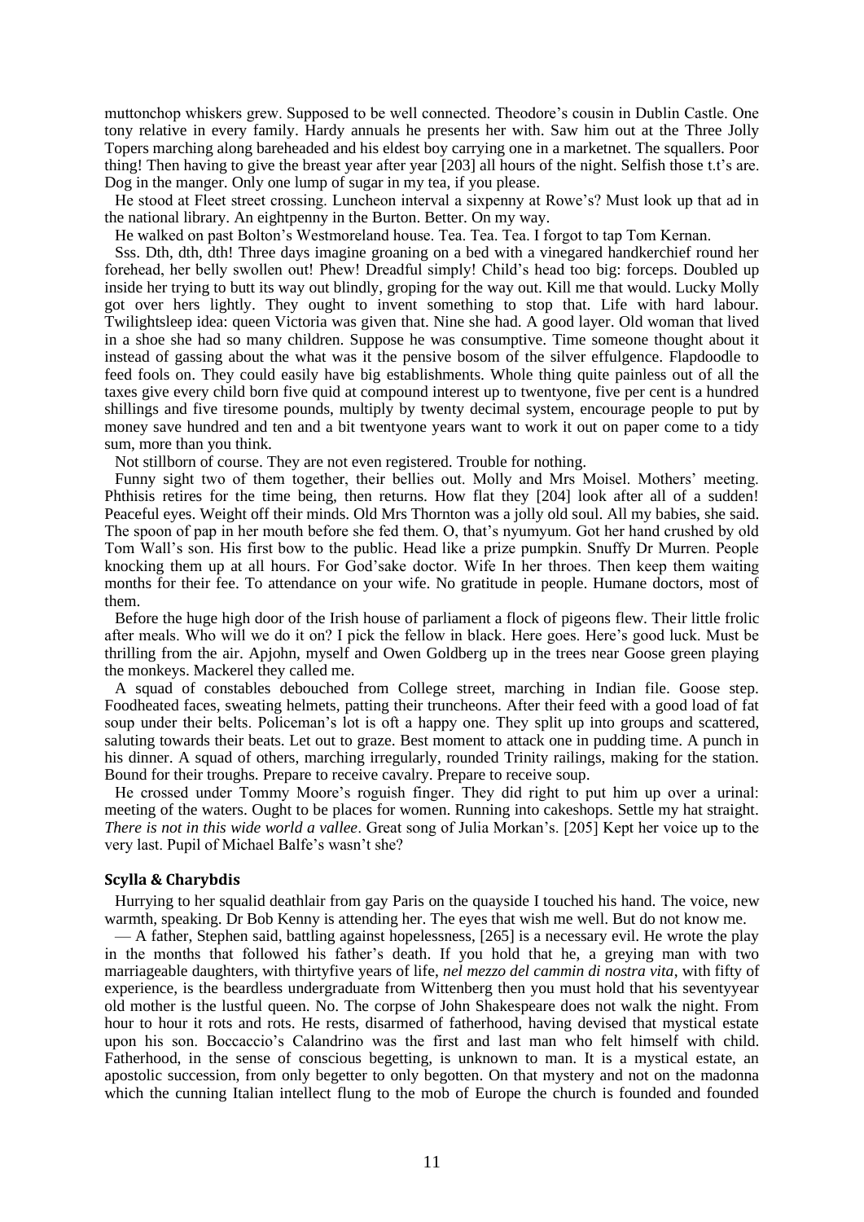muttonchop whiskers grew. Supposed to be well connected. Theodore's cousin in Dublin Castle. One tony relative in every family. Hardy annuals he presents her with. Saw him out at the Three Jolly Topers marching along bareheaded and his eldest boy carrying one in a marketnet. The squallers. Poor thing! Then having to give the breast year after year [203] all hours of the night. Selfish those t.t's are. Dog in the manger. Only one lump of sugar in my tea, if you please.

He stood at Fleet street crossing. Luncheon interval a sixpenny at Rowe's? Must look up that ad in the national library. An eightpenny in the Burton. Better. On my way.

He walked on past Bolton's Westmoreland house. Tea. Tea. Tea. I forgot to tap Tom Kernan.

Sss. Dth, dth, dth! Three days imagine groaning on a bed with a vinegared handkerchief round her forehead, her belly swollen out! Phew! Dreadful simply! Child's head too big: forceps. Doubled up inside her trying to butt its way out blindly, groping for the way out. Kill me that would. Lucky Molly got over hers lightly. They ought to invent something to stop that. Life with hard labour. Twilightsleep idea: queen Victoria was given that. Nine she had. A good layer. Old woman that lived in a shoe she had so many children. Suppose he was consumptive. Time someone thought about it instead of gassing about the what was it the pensive bosom of the silver effulgence. Flapdoodle to feed fools on. They could easily have big establishments. Whole thing quite painless out of all the taxes give every child born five quid at compound interest up to twentyone, five per cent is a hundred shillings and five tiresome pounds, multiply by twenty decimal system, encourage people to put by money save hundred and ten and a bit twentyone years want to work it out on paper come to a tidy sum, more than you think.

Not stillborn of course. They are not even registered. Trouble for nothing.

Funny sight two of them together, their bellies out. Molly and Mrs Moisel. Mothers' meeting. Phthisis retires for the time being, then returns. How flat they [204] look after all of a sudden! Peaceful eyes. Weight off their minds. Old Mrs Thornton was a jolly old soul. All my babies, she said. The spoon of pap in her mouth before she fed them. O, that's nyumyum. Got her hand crushed by old Tom Wall's son. His first bow to the public. Head like a prize pumpkin. Snuffy Dr Murren. People knocking them up at all hours. For God'sake doctor. Wife In her throes. Then keep them waiting months for their fee. To attendance on your wife. No gratitude in people. Humane doctors, most of them.

Before the huge high door of the Irish house of parliament a flock of pigeons flew. Their little frolic after meals. Who will we do it on? I pick the fellow in black. Here goes. Here's good luck. Must be thrilling from the air. Apjohn, myself and Owen Goldberg up in the trees near Goose green playing the monkeys. Mackerel they called me.

A squad of constables debouched from College street, marching in Indian file. Goose step. Foodheated faces, sweating helmets, patting their truncheons. After their feed with a good load of fat soup under their belts. Policeman's lot is oft a happy one. They split up into groups and scattered, saluting towards their beats. Let out to graze. Best moment to attack one in pudding time. A punch in his dinner. A squad of others, marching irregularly, rounded Trinity railings, making for the station. Bound for their troughs. Prepare to receive cavalry. Prepare to receive soup.

He crossed under Tommy Moore's roguish finger. They did right to put him up over a urinal: meeting of the waters. Ought to be places for women. Running into cakeshops. Settle my hat straight. *There is not in this wide world a vallee*. Great song of Julia Morkan's. [205] Kept her voice up to the very last. Pupil of Michael Balfe's wasn't she?

### Scylla & Charybdis

Hurrying to her squalid deathlair from gay Paris on the quayside I touched his hand. The voice, new warmth, speaking. Dr Bob Kenny is attending her. The eyes that wish me well. But do not know me.

— A father, Stephen said, battling against hopelessness, [265] is a necessary evil. He wrote the play in the months that followed his father's death. If you hold that he, a greying man with two marriageable daughters, with thirtyfive years of life, *nel mezzo del cammin di nostra vita*, with fifty of experience, is the beardless undergraduate from Wittenberg then you must hold that his seventyyear old mother is the lustful queen. No. The corpse of John Shakespeare does not walk the night. From hour to hour it rots and rots. He rests, disarmed of fatherhood, having devised that mystical estate upon his son. Boccaccio's Calandrino was the first and last man who felt himself with child. Fatherhood, in the sense of conscious begetting, is unknown to man. It is a mystical estate, an apostolic succession, from only begetter to only begotten. On that mystery and not on the madonna which the cunning Italian intellect flung to the mob of Europe the church is founded and founded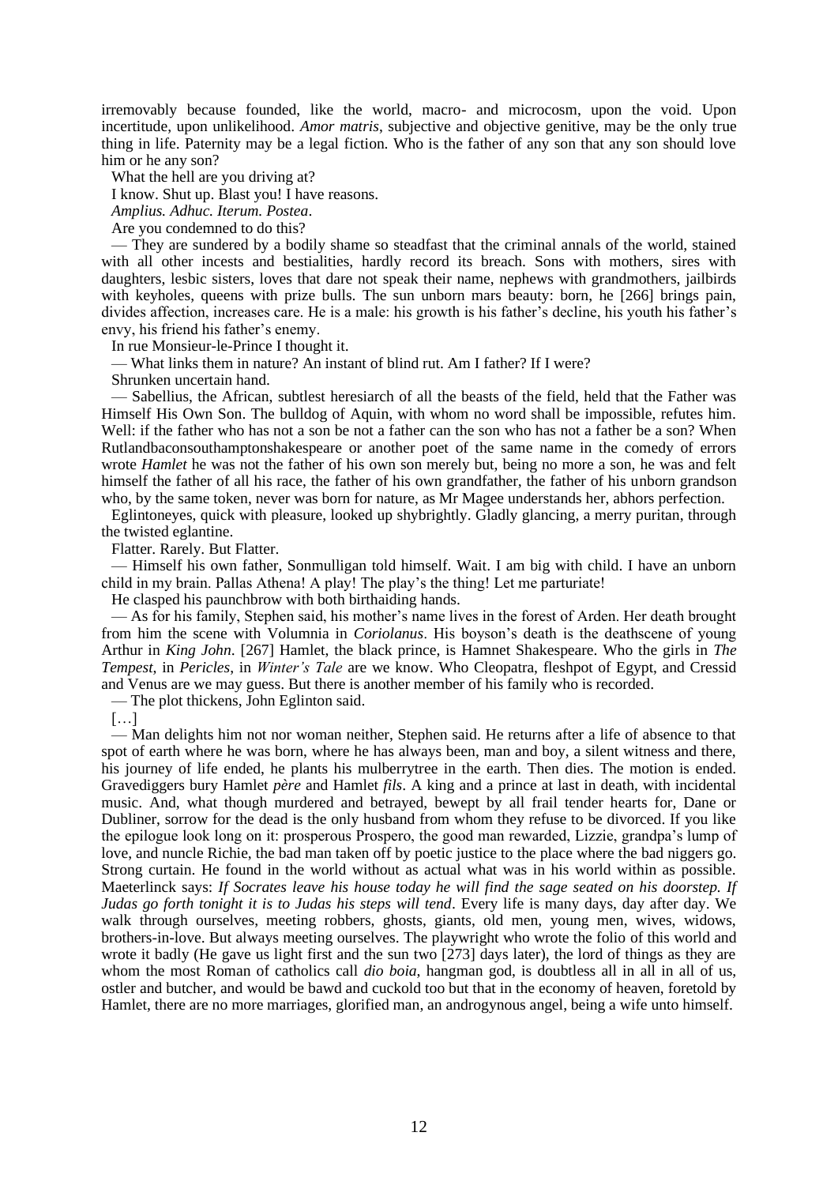irremovably because founded, like the world, macro- and microcosm, upon the void. Upon incertitude, upon unlikelihood. *Amor matris*, subjective and objective genitive, may be the only true thing in life. Paternity may be a legal fiction. Who is the father of any son that any son should love him or he any son?

What the hell are you driving at?

I know. Shut up. Blast you! I have reasons.

*Amplius. Adhuc. Iterum. Postea*.

Are you condemned to do this?

— They are sundered by a bodily shame so steadfast that the criminal annals of the world, stained with all other incests and bestialities, hardly record its breach. Sons with mothers, sires with daughters, lesbic sisters, loves that dare not speak their name, nephews with grandmothers, jailbirds with keyholes, queens with prize bulls. The sun unborn mars beauty: born, he [266] brings pain, divides affection, increases care. He is a male: his growth is his father's decline, his youth his father's envy, his friend his father's enemy.

In rue Monsieur-le-Prince I thought it.

— What links them in nature? An instant of blind rut. Am I father? If I were?

Shrunken uncertain hand.

— Sabellius, the African, subtlest heresiarch of all the beasts of the field, held that the Father was Himself His Own Son. The bulldog of Aquin, with whom no word shall be impossible, refutes him. Well: if the father who has not a son be not a father can the son who has not a father be a son? When Rutlandbaconsouthamptonshakespeare or another poet of the same name in the comedy of errors wrote *Hamlet* he was not the father of his own son merely but, being no more a son, he was and felt himself the father of all his race, the father of his own grandfather, the father of his unborn grandson who, by the same token, never was born for nature, as Mr Magee understands her, abhors perfection.

Eglintoneyes, quick with pleasure, looked up shybrightly. Gladly glancing, a merry puritan, through the twisted eglantine.

Flatter. Rarely. But Flatter.

— Himself his own father, Sonmulligan told himself. Wait. I am big with child. I have an unborn child in my brain. Pallas Athena! A play! The play's the thing! Let me parturiate!

He clasped his paunchbrow with both birthaiding hands.

— As for his family, Stephen said, his mother's name lives in the forest of Arden. Her death brought from him the scene with Volumnia in *Coriolanus*. His boyson's death is the deathscene of young Arthur in *King John*. [267] Hamlet, the black prince, is Hamnet Shakespeare. Who the girls in *The Tempest*, in *Pericles*, in *Winter's Tale* are we know. Who Cleopatra, fleshpot of Egypt, and Cressid and Venus are we may guess. But there is another member of his family who is recorded.

— The plot thickens, John Eglinton said.

[…]

— Man delights him not nor woman neither, Stephen said. He returns after a life of absence to that spot of earth where he was born, where he has always been, man and boy, a silent witness and there, his journey of life ended, he plants his mulberrytree in the earth. Then dies. The motion is ended. Gravediggers bury Hamlet *père* and Hamlet *fils*. A king and a prince at last in death, with incidental music. And, what though murdered and betrayed, bewept by all frail tender hearts for, Dane or Dubliner, sorrow for the dead is the only husband from whom they refuse to be divorced. If you like the epilogue look long on it: prosperous Prospero, the good man rewarded, Lizzie, grandpa's lump of love, and nuncle Richie, the bad man taken off by poetic justice to the place where the bad niggers go. Strong curtain. He found in the world without as actual what was in his world within as possible. Maeterlinck says: *If Socrates leave his house today he will find the sage seated on his doorstep. If Judas go forth tonight it is to Judas his steps will tend*. Every life is many days, day after day. We walk through ourselves, meeting robbers, ghosts, giants, old men, young men, wives, widows, brothers-in-love. But always meeting ourselves. The playwright who wrote the folio of this world and wrote it badly (He gave us light first and the sun two [273] days later), the lord of things as they are whom the most Roman of catholics call *dio boia*, hangman god, is doubtless all in all in all of us, ostler and butcher, and would be bawd and cuckold too but that in the economy of heaven, foretold by Hamlet, there are no more marriages, glorified man, an androgynous angel, being a wife unto himself.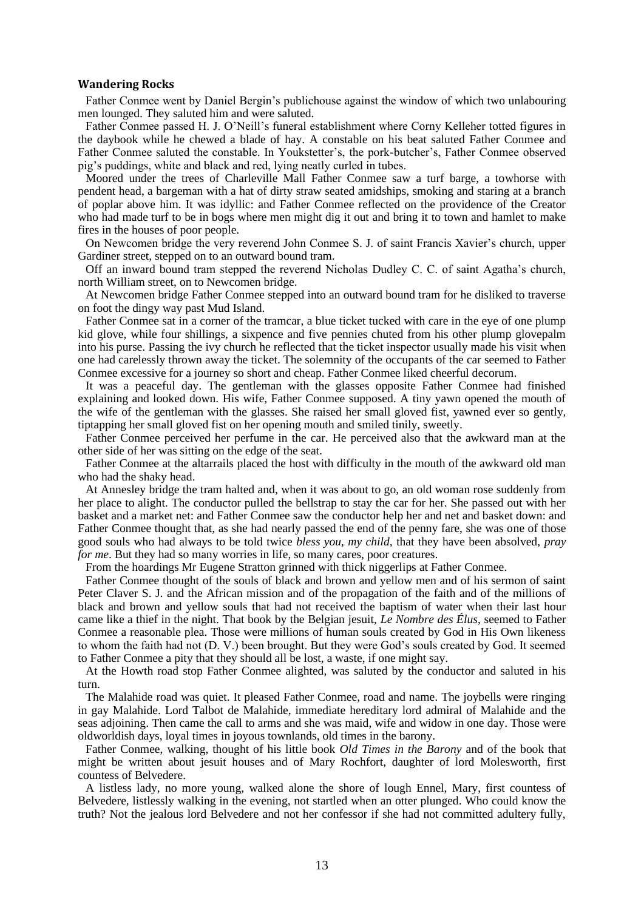### **Wandering Rocks**

Father Conmee went by Daniel Bergin's publichouse against the window of which two unlabouring men lounged. They saluted him and were saluted.

Father Conmee passed H. J. O'Neill's funeral establishment where Corny Kelleher totted figures in the daybook while he chewed a blade of hay. A constable on his beat saluted Father Conmee and Father Conmee saluted the constable. In Youkstetter's, the pork-butcher's, Father Conmee observed pig's puddings, white and black and red, lying neatly curled in tubes.

Moored under the trees of Charleville Mall Father Conmee saw a turf barge, a towhorse with pendent head, a bargeman with a hat of dirty straw seated amidships, smoking and staring at a branch of poplar above him. It was idyllic: and Father Conmee reflected on the providence of the Creator who had made turf to be in bogs where men might dig it out and bring it to town and hamlet to make fires in the houses of poor people.

On Newcomen bridge the very reverend John Conmee S. J. of saint Francis Xavier's church, upper Gardiner street, stepped on to an outward bound tram.

Off an inward bound tram stepped the reverend Nicholas Dudley C. C. of saint Agatha's church, north William street, on to Newcomen bridge.

At Newcomen bridge Father Conmee stepped into an outward bound tram for he disliked to traverse on foot the dingy way past Mud Island.

Father Conmee sat in a corner of the tramcar, a blue ticket tucked with care in the eye of one plump kid glove, while four shillings, a sixpence and five pennies chuted from his other plump glovepalm into his purse. Passing the ivy church he reflected that the ticket inspector usually made his visit when one had carelessly thrown away the ticket. The solemnity of the occupants of the car seemed to Father Conmee excessive for a journey so short and cheap. Father Conmee liked cheerful decorum.

It was a peaceful day. The gentleman with the glasses opposite Father Conmee had finished explaining and looked down. His wife, Father Conmee supposed. A tiny yawn opened the mouth of the wife of the gentleman with the glasses. She raised her small gloved fist, yawned ever so gently, tiptapping her small gloved fist on her opening mouth and smiled tinily, sweetly.

Father Conmee perceived her perfume in the car. He perceived also that the awkward man at the other side of her was sitting on the edge of the seat.

Father Conmee at the altarrails placed the host with difficulty in the mouth of the awkward old man who had the shaky head.

At Annesley bridge the tram halted and, when it was about to go, an old woman rose suddenly from her place to alight. The conductor pulled the bellstrap to stay the car for her. She passed out with her basket and a market net: and Father Conmee saw the conductor help her and net and basket down: and Father Conmee thought that, as she had nearly passed the end of the penny fare, she was one of those good souls who had always to be told twice *bless you, my child*, that they have been absolved, *pray for me*. But they had so many worries in life, so many cares, poor creatures.

From the hoardings Mr Eugene Stratton grinned with thick niggerlips at Father Conmee.

Father Conmee thought of the souls of black and brown and yellow men and of his sermon of saint Peter Claver S. J. and the African mission and of the propagation of the faith and of the millions of black and brown and yellow souls that had not received the baptism of water when their last hour came like a thief in the night. That book by the Belgian jesuit, *Le Nombre des Élus*, seemed to Father Conmee a reasonable plea. Those were millions of human souls created by God in His Own likeness to whom the faith had not (D. V.) been brought. But they were God's souls created by God. It seemed to Father Conmee a pity that they should all be lost, a waste, if one might say.

At the Howth road stop Father Conmee alighted, was saluted by the conductor and saluted in his turn.

The Malahide road was quiet. It pleased Father Conmee, road and name. The joybells were ringing in gay Malahide. Lord Talbot de Malahide, immediate hereditary lord admiral of Malahide and the seas adjoining. Then came the call to arms and she was maid, wife and widow in one day. Those were oldworldish days, loyal times in joyous townlands, old times in the barony.

Father Conmee, walking, thought of his little book *Old Times in the Barony* and of the book that might be written about jesuit houses and of Mary Rochfort, daughter of lord Molesworth, first countess of Belvedere.

A listless lady, no more young, walked alone the shore of lough Ennel, Mary, first countess of Belvedere, listlessly walking in the evening, not startled when an otter plunged. Who could know the truth? Not the jealous lord Belvedere and not her confessor if she had not committed adultery fully,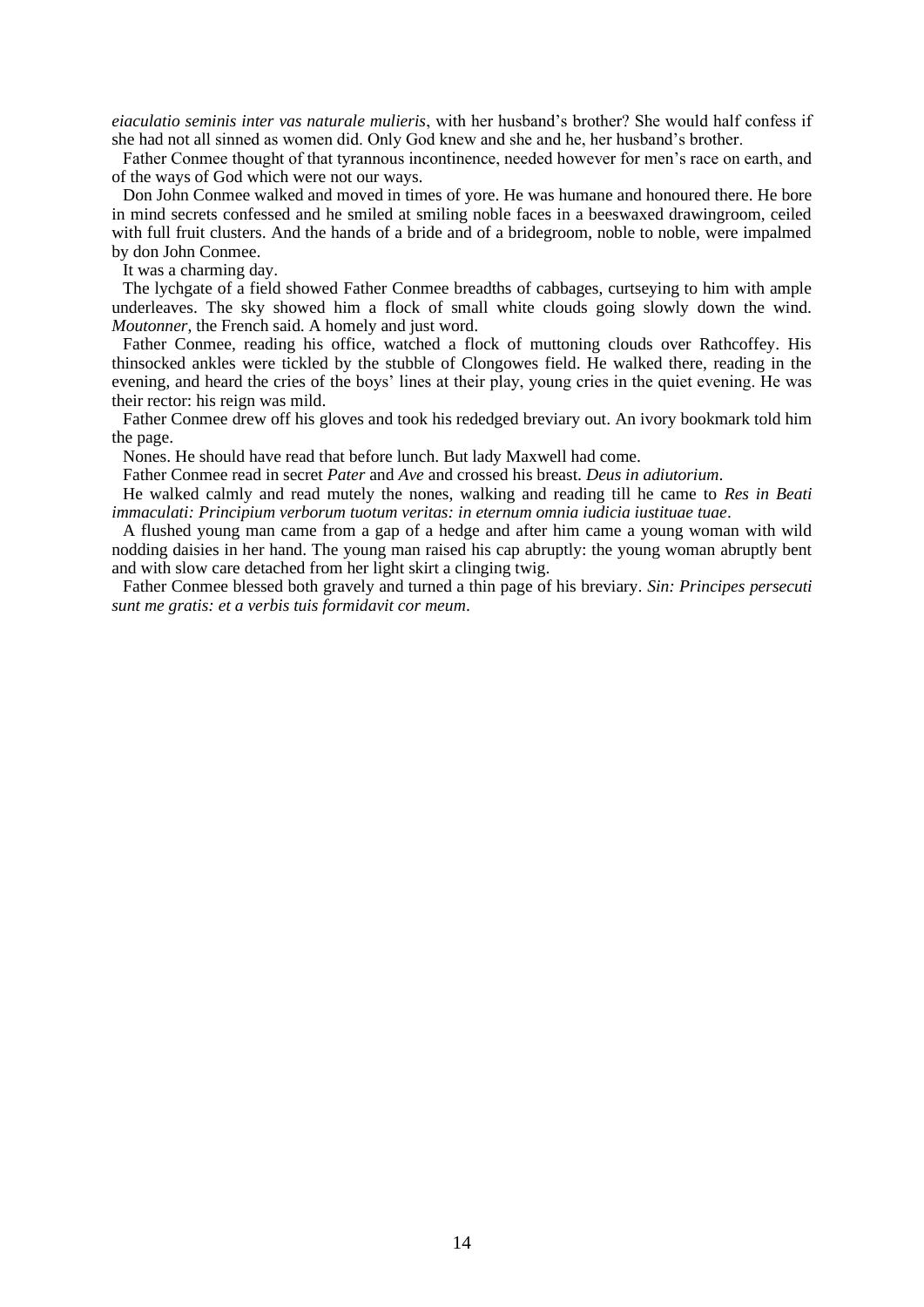*eiaculatio seminis inter vas naturale mulieris*, with her husband's brother? She would half confess if she had not all sinned as women did. Only God knew and she and he, her husband's brother.

Father Conmee thought of that tyrannous incontinence, needed however for men's race on earth, and of the ways of God which were not our ways.

Don John Conmee walked and moved in times of yore. He was humane and honoured there. He bore in mind secrets confessed and he smiled at smiling noble faces in a beeswaxed drawingroom, ceiled with full fruit clusters. And the hands of a bride and of a bridegroom, noble to noble, were impalmed by don John Conmee.

It was a charming day.

The lychgate of a field showed Father Conmee breadths of cabbages, curtseying to him with ample underleaves. The sky showed him a flock of small white clouds going slowly down the wind. *Moutonner*, the French said. A homely and just word.

Father Conmee, reading his office, watched a flock of muttoning clouds over Rathcoffey. His thinsocked ankles were tickled by the stubble of Clongowes field. He walked there, reading in the evening, and heard the cries of the boys' lines at their play, young cries in the quiet evening. He was their rector: his reign was mild.

Father Conmee drew off his gloves and took his rededged breviary out. An ivory bookmark told him the page.

Nones. He should have read that before lunch. But lady Maxwell had come.

Father Conmee read in secret *Pater* and *Ave* and crossed his breast. *Deus in adiutorium*.

He walked calmly and read mutely the nones, walking and reading till he came to *Res in Beati immaculati: Principium verborum tuotum veritas: in eternum omnia iudicia iustituae tuae*.

A flushed young man came from a gap of a hedge and after him came a young woman with wild nodding daisies in her hand. The young man raised his cap abruptly: the young woman abruptly bent and with slow care detached from her light skirt a clinging twig.

Father Conmee blessed both gravely and turned a thin page of his breviary. *Sin: Principes persecuti sunt me gratis: et a verbis tuis formidavit cor meum*.